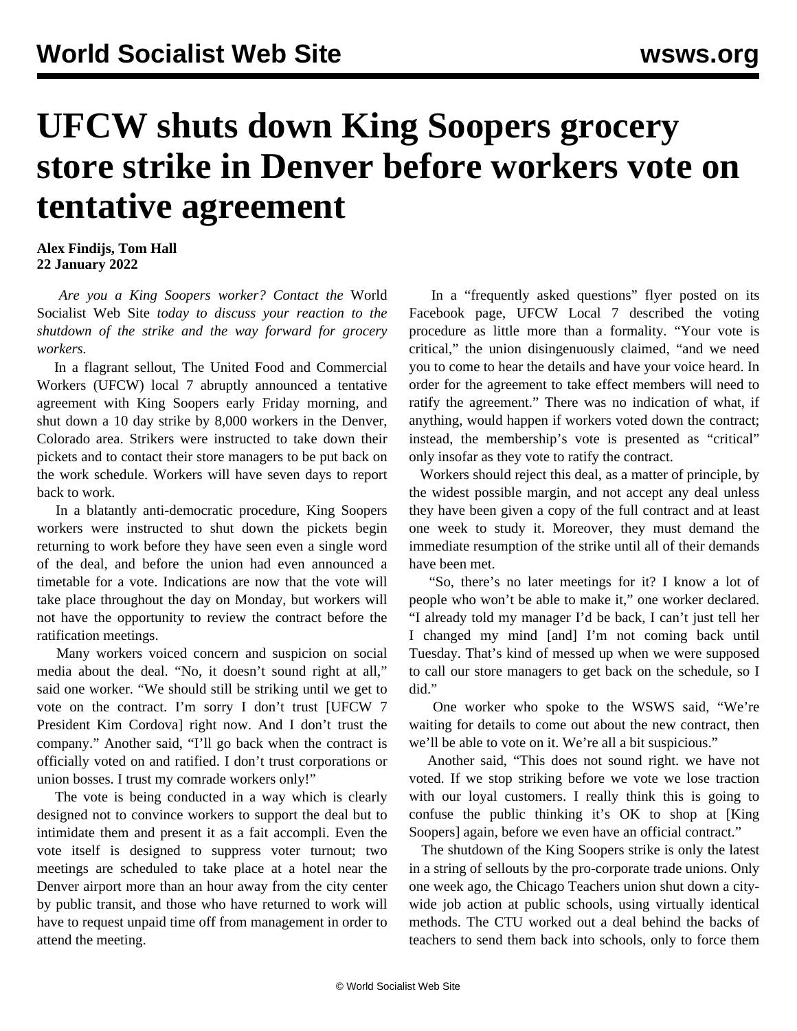# UFCW shuts down King Soopers grocery store strike in Denver before workers vote on tentative agreement

**Alex Findijs, Tom Hall**
**22 January 2022**

*Are you a King Soopers worker? Contact the* World Socialist Web Site *today to discuss your reaction to the shutdown of the strike and the way forward for grocery workers.*

In a flagrant sellout, The United Food and Commercial Workers (UFCW) local 7 abruptly announced a tentative agreement with King Soopers early Friday morning, and shut down a 10 day strike by 8,000 workers in the Denver, Colorado area. Strikers were instructed to take down their pickets and to contact their store managers to be put back on the work schedule. Workers will have seven days to report back to work.

In a blatantly anti-democratic procedure, King Soopers workers were instructed to shut down the pickets begin returning to work before they have seen even a single word of the deal, and before the union had even announced a timetable for a vote. Indications are now that the vote will take place throughout the day on Monday, but workers will not have the opportunity to review the contract before the ratification meetings.

Many workers voiced concern and suspicion on social media about the deal. "No, it doesn't sound right at all," said one worker. "We should still be striking until we get to vote on the contract. I'm sorry I don't trust [UFCW 7 President Kim Cordova] right now. And I don't trust the company." Another said, "I'll go back when the contract is officially voted on and ratified. I don't trust corporations or union bosses. I trust my comrade workers only!"

The vote is being conducted in a way which is clearly designed not to convince workers to support the deal but to intimidate them and present it as a fait accompli. Even the vote itself is designed to suppress voter turnout; two meetings are scheduled to take place at a hotel near the Denver airport more than an hour away from the city center by public transit, and those who have returned to work will have to request unpaid time off from management in order to attend the meeting.

In a "frequently asked questions" flyer posted on its Facebook page, UFCW Local 7 described the voting procedure as little more than a formality. "Your vote is critical," the union disingenuously claimed, "and we need you to come to hear the details and have your voice heard. In order for the agreement to take effect members will need to ratify the agreement." There was no indication of what, if anything, would happen if workers voted down the contract; instead, the membership's vote is presented as "critical" only insofar as they vote to ratify the contract.

Workers should reject this deal, as a matter of principle, by the widest possible margin, and not accept any deal unless they have been given a copy of the full contract and at least one week to study it. Moreover, they must demand the immediate resumption of the strike until all of their demands have been met.

"So, there's no later meetings for it? I know a lot of people who won't be able to make it," one worker declared. "I already told my manager I'd be back, I can't just tell her I changed my mind [and] I'm not coming back until Tuesday. That's kind of messed up when we were supposed to call our store managers to get back on the schedule, so I did."

One worker who spoke to the WSWS said, "We're waiting for details to come out about the new contract, then we'll be able to vote on it. We're all a bit suspicious."

Another said, "This does not sound right. we have not voted. If we stop striking before we vote we lose traction with our loyal customers. I really think this is going to confuse the public thinking it's OK to shop at [King Soopers] again, before we even have an official contract."

The shutdown of the King Soopers strike is only the latest in a string of sellouts by the pro-corporate trade unions. Only one week ago, the Chicago Teachers union shut down a city-wide job action at public schools, using virtually identical methods. The CTU worked out a deal behind the backs of teachers to send them back into schools, only to force them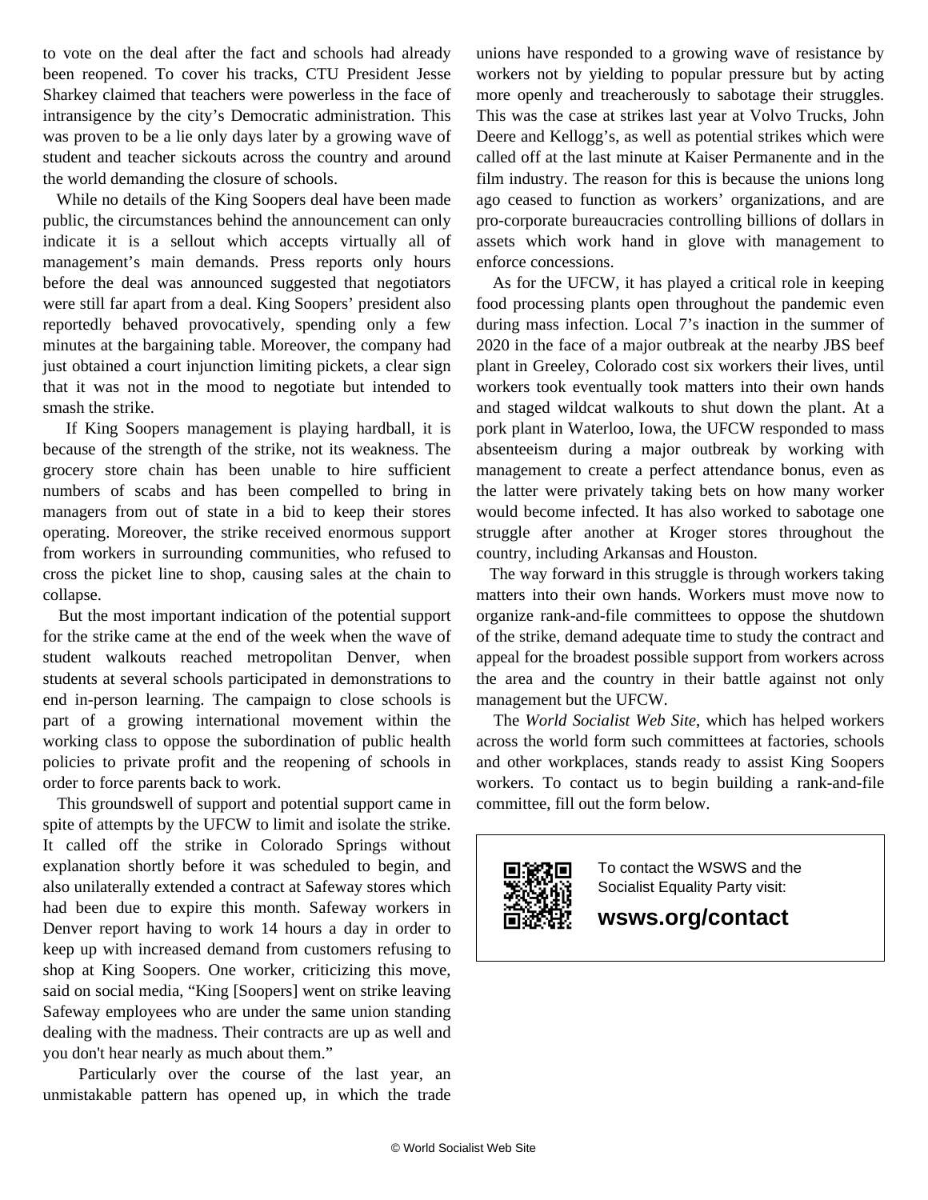to vote on the deal after the fact and schools had already been reopened. To cover his tracks, CTU President Jesse Sharkey claimed that teachers were powerless in the face of intransigence by the city's Democratic administration. This was proven to be a lie only days later by a growing wave of student and teacher sickouts across the country and around the world demanding the closure of schools.

While no details of the King Soopers deal have been made public, the circumstances behind the announcement can only indicate it is a sellout which accepts virtually all of management's main demands. Press reports only hours before the deal was announced suggested that negotiators were still far apart from a deal. King Soopers' president also reportedly behaved provocatively, spending only a few minutes at the bargaining table. Moreover, the company had just obtained a court injunction limiting pickets, a clear sign that it was not in the mood to negotiate but intended to smash the strike.

If King Soopers management is playing hardball, it is because of the strength of the strike, not its weakness. The grocery store chain has been unable to hire sufficient numbers of scabs and has been compelled to bring in managers from out of state in a bid to keep their stores operating. Moreover, the strike received enormous support from workers in surrounding communities, who refused to cross the picket line to shop, causing sales at the chain to collapse.

But the most important indication of the potential support for the strike came at the end of the week when the wave of student walkouts reached metropolitan Denver, when students at several schools participated in demonstrations to end in-person learning. The campaign to close schools is part of a growing international movement within the working class to oppose the subordination of public health policies to private profit and the reopening of schools in order to force parents back to work.

This groundswell of support and potential support came in spite of attempts by the UFCW to limit and isolate the strike. It called off the strike in Colorado Springs without explanation shortly before it was scheduled to begin, and also unilaterally extended a contract at Safeway stores which had been due to expire this month. Safeway workers in Denver report having to work 14 hours a day in order to keep up with increased demand from customers refusing to shop at King Soopers. One worker, criticizing this move, said on social media, "King [Soopers] went on strike leaving Safeway employees who are under the same union standing dealing with the madness. Their contracts are up as well and you don't hear nearly as much about them."

Particularly over the course of the last year, an unmistakable pattern has opened up, in which the trade unions have responded to a growing wave of resistance by workers not by yielding to popular pressure but by acting more openly and treacherously to sabotage their struggles. This was the case at strikes last year at Volvo Trucks, John Deere and Kellogg's, as well as potential strikes which were called off at the last minute at Kaiser Permanente and in the film industry. The reason for this is because the unions long ago ceased to function as workers' organizations, and are pro-corporate bureaucracies controlling billions of dollars in assets which work hand in glove with management to enforce concessions.

As for the UFCW, it has played a critical role in keeping food processing plants open throughout the pandemic even during mass infection. Local 7's inaction in the summer of 2020 in the face of a major outbreak at the nearby JBS beef plant in Greeley, Colorado cost six workers their lives, until workers took eventually took matters into their own hands and staged wildcat walkouts to shut down the plant. At a pork plant in Waterloo, Iowa, the UFCW responded to mass absenteeism during a major outbreak by working with management to create a perfect attendance bonus, even as the latter were privately taking bets on how many worker would become infected. It has also worked to sabotage one struggle after another at Kroger stores throughout the country, including Arkansas and Houston.

The way forward in this struggle is through workers taking matters into their own hands. Workers must move now to organize rank-and-file committees to oppose the shutdown of the strike, demand adequate time to study the contract and appeal for the broadest possible support from workers across the area and the country in their battle against not only management but the UFCW.

The *World Socialist Web Site*, which has helped workers across the world form such committees at factories, schools and other workplaces, stands ready to assist King Soopers workers. To contact us to begin building a rank-and-file committee, fill out the form below.

To contact the WSWS and the Socialist Equality Party visit:

**wsws.org/contact**